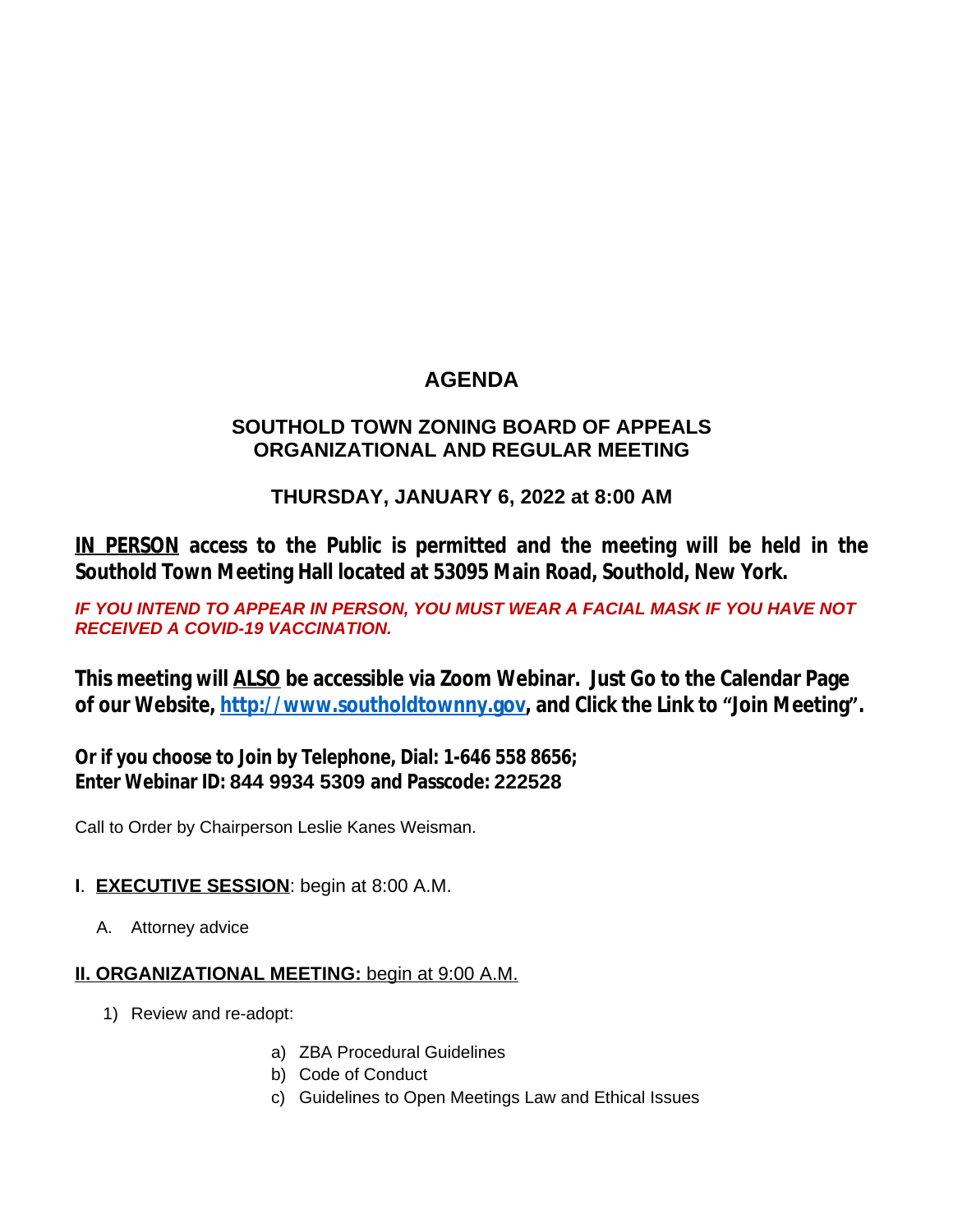# AGENDA

## SOUTHOLD TOWN ZONING BOARD OF APPEALS
## ORGANIZATIONAL AND REGULAR MEETING

### THURSDAY, JANUARY 6, 2022 at 8:00 AM

**IN PERSON access to the Public is permitted and the meeting will be held in the Southold Town Meeting Hall located at 53095 Main Road, Southold, New York.**

***IF YOU INTEND TO APPEAR IN PERSON, YOU MUST WEAR A FACIAL MASK IF YOU HAVE NOT RECEIVED A COVID-19 VACCINATION.***

**This meeting will ALSO be accessible via Zoom Webinar. Just Go to the Calendar Page of our Website, [http://www.southoldtownny.gov](http://www.southoldtownny.gov), and Click the Link to "Join Meeting".**

**Or if you choose to Join by Telephone, Dial: 1-646 558 8656;**
**Enter Webinar ID: 844 9934 5309 and Passcode: 222528**

Call to Order by Chairperson Leslie Kanes Weisman.

**I**. **EXECUTIVE SESSION**: begin at 8:00 A.M.

A. Attorney advice

**II. ORGANIZATIONAL MEETING:** begin at 9:00 A.M.

1) Review and re-adopt:

a) ZBA Procedural Guidelines
b) Code of Conduct
c) Guidelines to Open Meetings Law and Ethical Issues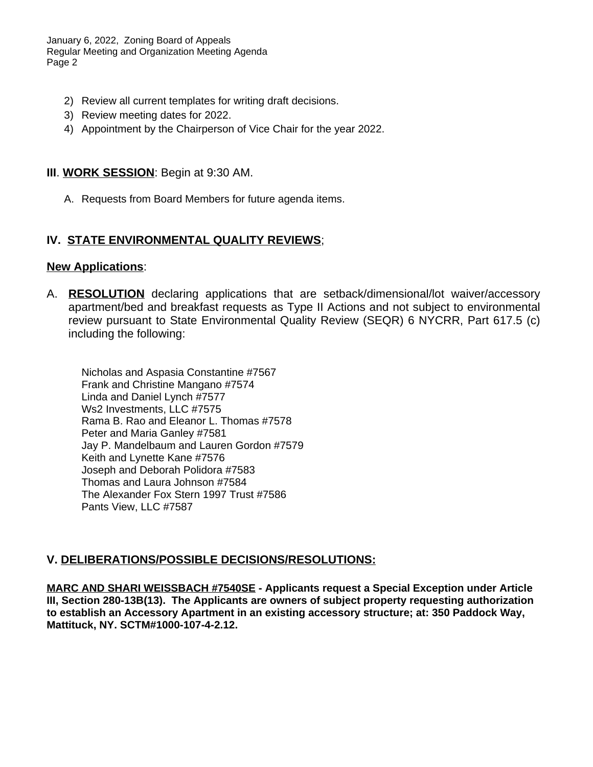2) Review all current templates for writing draft decisions.
3) Review meeting dates for 2022.
4) Appointment by the Chairperson of Vice Chair for the year 2022.

## III. **WORK SESSION**: Begin at 9:30 AM.

A. Requests from Board Members for future agenda items.

## IV. **STATE ENVIRONMENTAL QUALITY REVIEWS**;

**New Applications**:

A. **RESOLUTION** declaring applications that are setback/dimensional/lot waiver/accessory apartment/bed and breakfast requests as Type II Actions and not subject to environmental review pursuant to State Environmental Quality Review (SEQR) 6 NYCRR, Part 617.5 (c) including the following:

Nicholas and Aspasia Constantine #7567
Frank and Christine Mangano #7574
Linda and Daniel Lynch #7577
Ws2 Investments, LLC #7575
Rama B. Rao and Eleanor L. Thomas #7578
Peter and Maria Ganley #7581
Jay P. Mandelbaum and Lauren Gordon #7579
Keith and Lynette Kane #7576
Joseph and Deborah Polidora #7583
Thomas and Laura Johnson #7584
The Alexander Fox Stern 1997 Trust #7586
Pants View, LLC #7587

## V. DELIBERATIONS/POSSIBLE DECISIONS/RESOLUTIONS:

**MARC AND SHARI WEISSBACH #7540SE - Applicants request a Special Exception under Article III, Section 280-13B(13). The Applicants are owners of subject property requesting authorization to establish an Accessory Apartment in an existing accessory structure; at: 350 Paddock Way, Mattituck, NY. SCTM#1000-107-4-2.12.**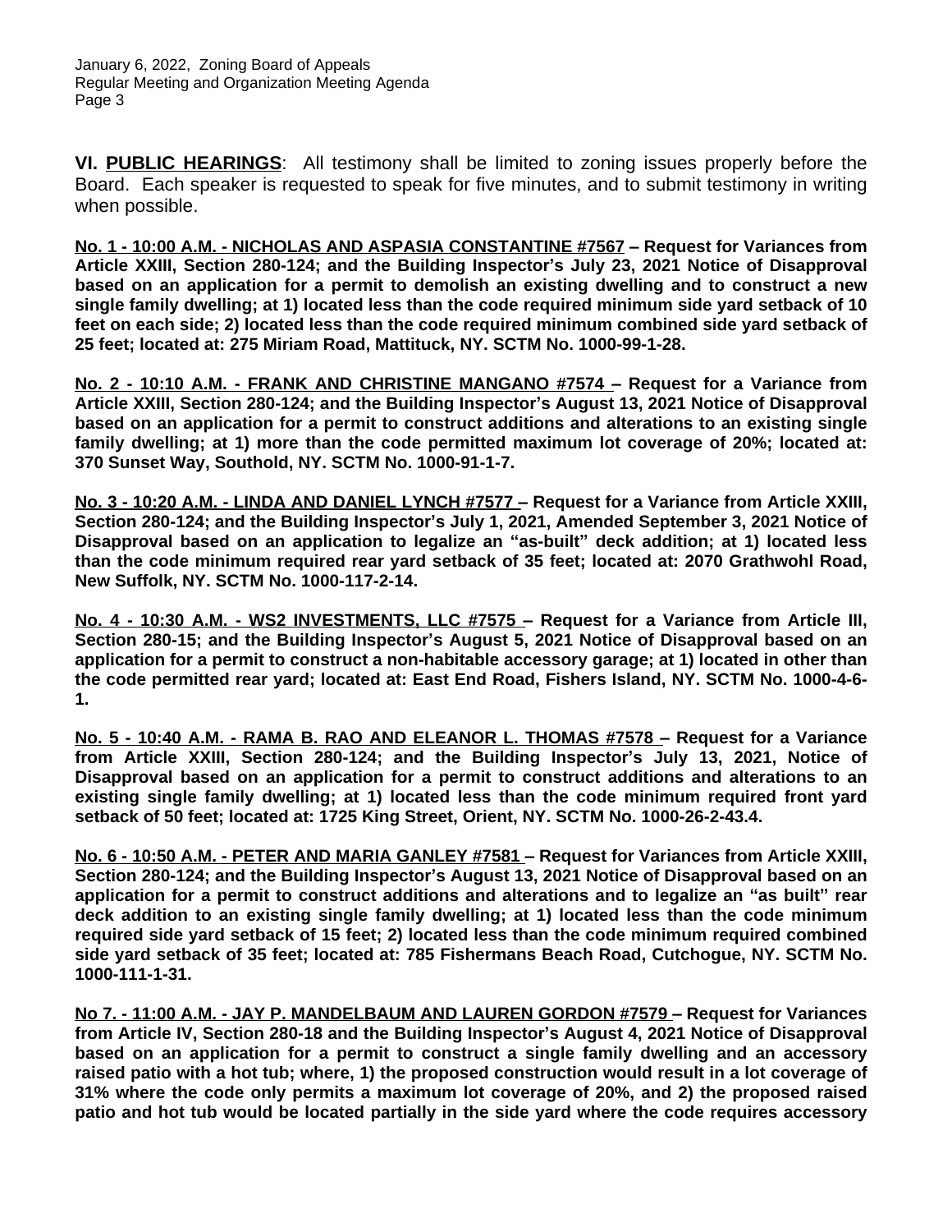**VI. <u>PUBLIC HEARINGS</u>**: All testimony shall be limited to zoning issues properly before the Board. Each speaker is requested to speak for five minutes, and to submit testimony in writing when possible.

**<u>No. 1 - 10:00 A.M. - NICHOLAS AND ASPASIA CONSTANTINE #7567</u> – Request for Variances from Article XXIII, Section 280-124; and the Building Inspector's July 23, 2021 Notice of Disapproval based on an application for a permit to demolish an existing dwelling and to construct a new single family dwelling; at 1) located less than the code required minimum side yard setback of 10 feet on each side; 2) located less than the code required minimum combined side yard setback of 25 feet; located at: 275 Miriam Road, Mattituck, NY. SCTM No. 1000-99-1-28.**

**<u>No. 2 - 10:10 A.M. - FRANK AND CHRISTINE MANGANO #7574</u> – Request for a Variance from Article XXIII, Section 280-124; and the Building Inspector's August 13, 2021 Notice of Disapproval based on an application for a permit to construct additions and alterations to an existing single family dwelling; at 1) more than the code permitted maximum lot coverage of 20%; located at: 370 Sunset Way, Southold, NY. SCTM No. 1000-91-1-7.**

**<u>No. 3 - 10:20 A.M. - LINDA AND DANIEL LYNCH #7577</u> – Request for a Variance from Article XXIII, Section 280-124; and the Building Inspector's July 1, 2021, Amended September 3, 2021 Notice of Disapproval based on an application to legalize an "as-built" deck addition; at 1) located less than the code minimum required rear yard setback of 35 feet; located at: 2070 Grathwohl Road, New Suffolk, NY. SCTM No. 1000-117-2-14.**

**<u>No. 4 - 10:30 A.M. - WS2 INVESTMENTS, LLC #7575</u> – Request for a Variance from Article III, Section 280-15; and the Building Inspector's August 5, 2021 Notice of Disapproval based on an application for a permit to construct a non-habitable accessory garage; at 1) located in other than the code permitted rear yard; located at: East End Road, Fishers Island, NY. SCTM No. 1000-4-6-1.**

**<u>No. 5 - 10:40 A.M. - RAMA B. RAO AND ELEANOR L. THOMAS #7578</u> – Request for a Variance from Article XXIII, Section 280-124; and the Building Inspector's July 13, 2021, Notice of Disapproval based on an application for a permit to construct additions and alterations to an existing single family dwelling; at 1) located less than the code minimum required front yard setback of 50 feet; located at: 1725 King Street, Orient, NY. SCTM No. 1000-26-2-43.4.**

**<u>No. 6 - 10:50 A.M. - PETER AND MARIA GANLEY #7581</u> – Request for Variances from Article XXIII, Section 280-124; and the Building Inspector's August 13, 2021 Notice of Disapproval based on an application for a permit to construct additions and alterations and to legalize an "as built" rear deck addition to an existing single family dwelling; at 1) located less than the code minimum required side yard setback of 15 feet; 2) located less than the code minimum required combined side yard setback of 35 feet; located at: 785 Fishermans Beach Road, Cutchogue, NY. SCTM No. 1000-111-1-31.**

**<u>No 7. - 11:00 A.M. - JAY P. MANDELBAUM AND LAUREN GORDON #7579</u> – Request for Variances from Article IV, Section 280-18 and the Building Inspector's August 4, 2021 Notice of Disapproval based on an application for a permit to construct a single family dwelling and an accessory raised patio with a hot tub; where, 1) the proposed construction would result in a lot coverage of 31% where the code only permits a maximum lot coverage of 20%, and 2) the proposed raised patio and hot tub would be located partially in the side yard where the code requires accessory**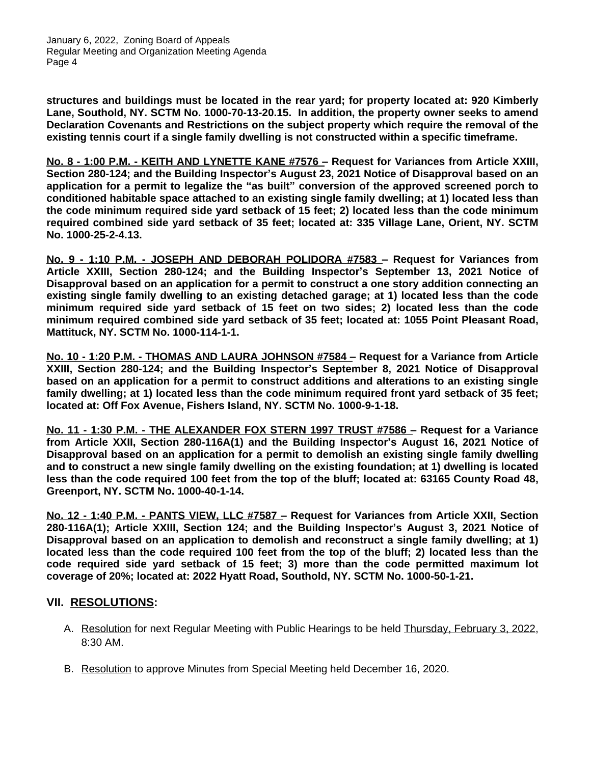**structures and buildings must be located in the rear yard; for property located at: 920 Kimberly Lane, Southold, NY. SCTM No. 1000-70-13-20.15. In addition, the property owner seeks to amend Declaration Covenants and Restrictions on the subject property which require the removal of the existing tennis court if a single family dwelling is not constructed within a specific timeframe.**

**<u>No. 8 - 1:00 P.M. - KEITH AND LYNETTE KANE #7576</u> – Request for Variances from Article XXIII, Section 280-124; and the Building Inspector's August 23, 2021 Notice of Disapproval based on an application for a permit to legalize the "as built" conversion of the approved screened porch to conditioned habitable space attached to an existing single family dwelling; at 1) located less than the code minimum required side yard setback of 15 feet; 2) located less than the code minimum required combined side yard setback of 35 feet; located at: 335 Village Lane, Orient, NY. SCTM No. 1000-25-2-4.13.**

**<u>No. 9 - 1:10 P.M. - JOSEPH AND DEBORAH POLIDORA #7583</u> – Request for Variances from Article XXIII, Section 280-124; and the Building Inspector's September 13, 2021 Notice of Disapproval based on an application for a permit to construct a one story addition connecting an existing single family dwelling to an existing detached garage; at 1) located less than the code minimum required side yard setback of 15 feet on two sides; 2) located less than the code minimum required combined side yard setback of 35 feet; located at: 1055 Point Pleasant Road, Mattituck, NY. SCTM No. 1000-114-1-1.**

**<u>No. 10 - 1:20 P.M. - THOMAS AND LAURA JOHNSON #7584</u> – Request for a Variance from Article XXIII, Section 280-124; and the Building Inspector's September 8, 2021 Notice of Disapproval based on an application for a permit to construct additions and alterations to an existing single family dwelling; at 1) located less than the code minimum required front yard setback of 35 feet; located at: Off Fox Avenue, Fishers Island, NY. SCTM No. 1000-9-1-18.**

**<u>No. 11 - 1:30 P.M. - THE ALEXANDER FOX STERN 1997 TRUST #7586</u> – Request for a Variance from Article XXII, Section 280-116A(1) and the Building Inspector's August 16, 2021 Notice of Disapproval based on an application for a permit to demolish an existing single family dwelling and to construct a new single family dwelling on the existing foundation; at 1) dwelling is located less than the code required 100 feet from the top of the bluff; located at: 63165 County Road 48, Greenport, NY. SCTM No. 1000-40-1-14.**

**<u>No. 12 - 1:40 P.M. - PANTS VIEW, LLC #7587</u> – Request for Variances from Article XXII, Section 280-116A(1); Article XXIII, Section 124; and the Building Inspector's August 3, 2021 Notice of Disapproval based on an application to demolish and reconstruct a single family dwelling; at 1) located less than the code required 100 feet from the top of the bluff; 2) located less than the code required side yard setback of 15 feet; 3) more than the code permitted maximum lot coverage of 20%; located at: 2022 Hyatt Road, Southold, NY. SCTM No. 1000-50-1-21.**

## VII. <u>RESOLUTIONS</u>:

A. <u>Resolution</u> for next Regular Meeting with Public Hearings to be held <u>Thursday, February 3, 2022</u>, 8:30 AM.

B. <u>Resolution</u> to approve Minutes from Special Meeting held December 16, 2020.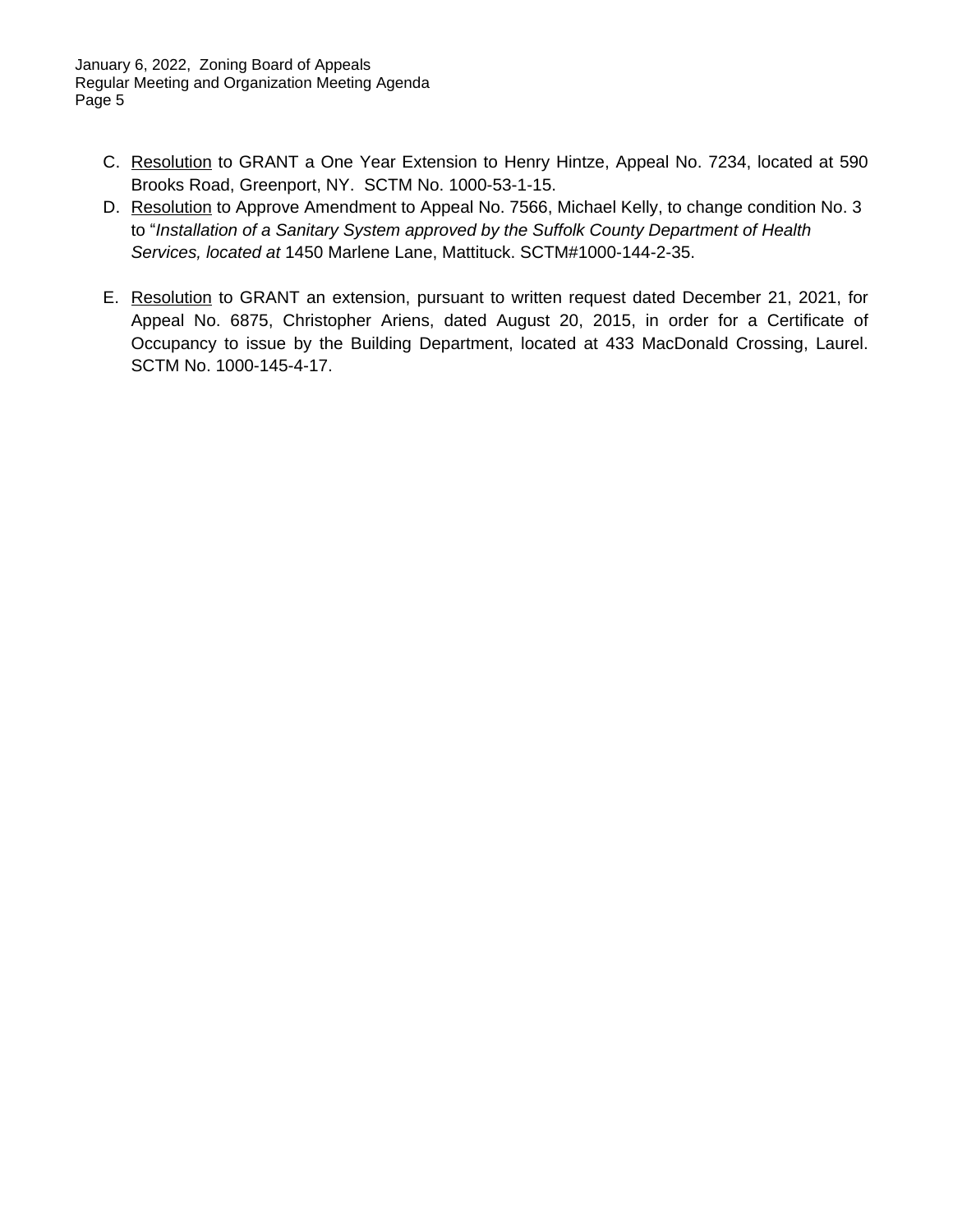C. <u>Resolution</u> to GRANT a One Year Extension to Henry Hintze, Appeal No. 7234, located at 590 Brooks Road, Greenport, NY. SCTM No. 1000-53-1-15.

D. <u>Resolution</u> to Approve Amendment to Appeal No. 7566, Michael Kelly, to change condition No. 3 to "*Installation of a Sanitary System approved by the Suffolk County Department of Health Services, located at* 1450 Marlene Lane, Mattituck. SCTM#1000-144-2-35.

E. <u>Resolution</u> to GRANT an extension, pursuant to written request dated December 21, 2021, for Appeal No. 6875, Christopher Ariens, dated August 20, 2015, in order for a Certificate of Occupancy to issue by the Building Department, located at 433 MacDonald Crossing, Laurel. SCTM No. 1000-145-4-17.